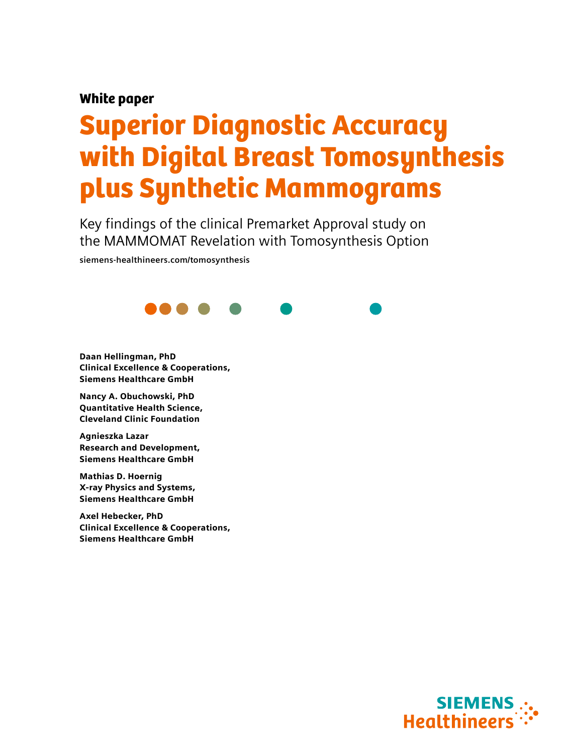**White paper**

# Superior Diagnostic Accuracy with Digital Breast Tomosynthesis plus Synthetic Mammograms

Key findings of the clinical Premarket Approval study on the MAMMOMAT Revelation with Tomosynthesis Option

siemens-healthineers.com/tomosynthesis

**Daan Hellingman, PhD**
**Clinical Excellence & Cooperations,**
**Siemens Healthcare GmbH**

**Nancy A. Obuchowski, PhD**
**Quantitative Health Science,**
**Cleveland Clinic Foundation**

**Agnieszka Lazar**
**Research and Development,**
**Siemens Healthcare GmbH**

**Mathias D. Hoernig**
**X-ray Physics and Systems,**
**Siemens Healthcare GmbH**

**Axel Hebecker, PhD**
**Clinical Excellence & Cooperations,**
**Siemens Healthcare GmbH**

SIEMENS Healthineers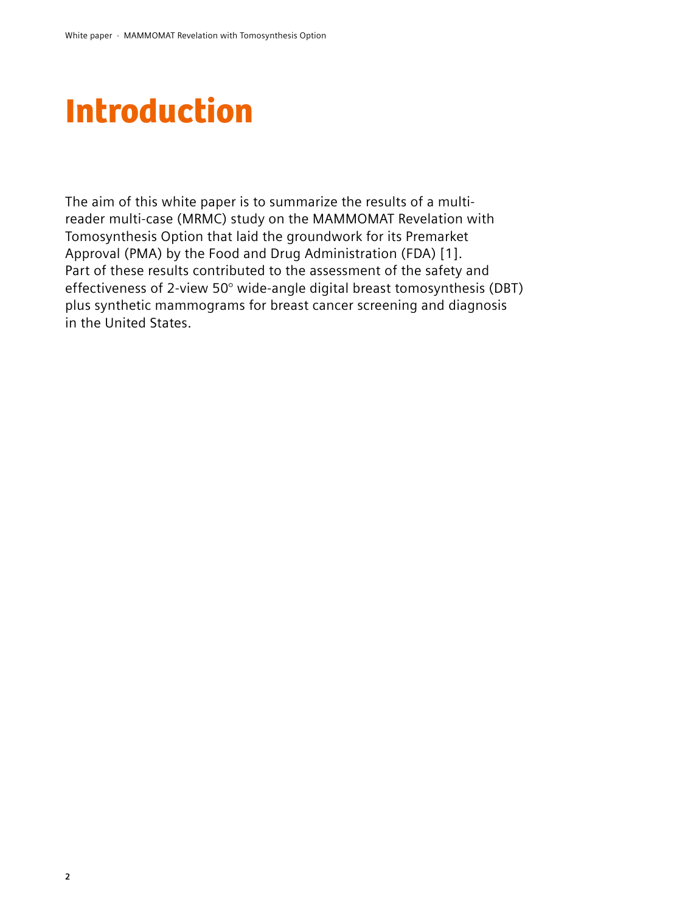# Introduction

The aim of this white paper is to summarize the results of a multi-reader multi-case (MRMC) study on the MAMMOMAT Revelation with Tomosynthesis Option that laid the groundwork for its Premarket Approval (PMA) by the Food and Drug Administration (FDA) [1]. Part of these results contributed to the assessment of the safety and effectiveness of 2-view 50° wide-angle digital breast tomosynthesis (DBT) plus synthetic mammograms for breast cancer screening and diagnosis in the United States.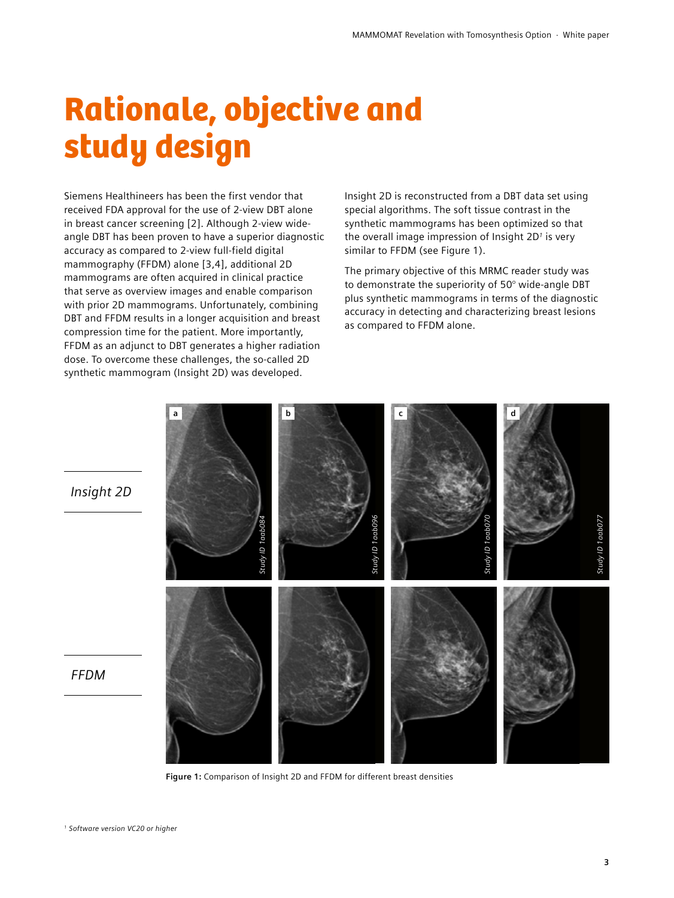# Rationale, objective and study design

Siemens Healthineers has been the first vendor that received FDA approval for the use of 2-view DBT alone in breast cancer screening [2]. Although 2-view wide-angle DBT has been proven to have a superior diagnostic accuracy as compared to 2-view full-field digital mammography (FFDM) alone [3,4], additional 2D mammograms are often acquired in clinical practice that serve as overview images and enable comparison with prior 2D mammograms. Unfortunately, combining DBT and FFDM results in a longer acquisition and breast compression time for the patient. More importantly, FFDM as an adjunct to DBT generates a higher radiation dose. To overcome these challenges, the so-called 2D synthetic mammogram (Insight 2D) was developed.

Insight 2D is reconstructed from a DBT data set using special algorithms. The soft tissue contrast in the synthetic mammograms has been optimized so that the overall image impression of Insight 2D[1] is very similar to FFDM (see Figure 1).

The primary objective of this MRMC reader study was to demonstrate the superiority of 50° wide-angle DBT plus synthetic mammograms in terms of the diagnostic accuracy in detecting and characterizing breast lesions as compared to FFDM alone.

Insight 2D

FFDM

a Study ID 1aab084 — b Study ID 1aab096 — c Study ID 1aab070 — d Study ID 1aab077

**Figure 1:** Comparison of Insight 2D and FFDM for different breast densities

[1] *Software version VC20 or higher*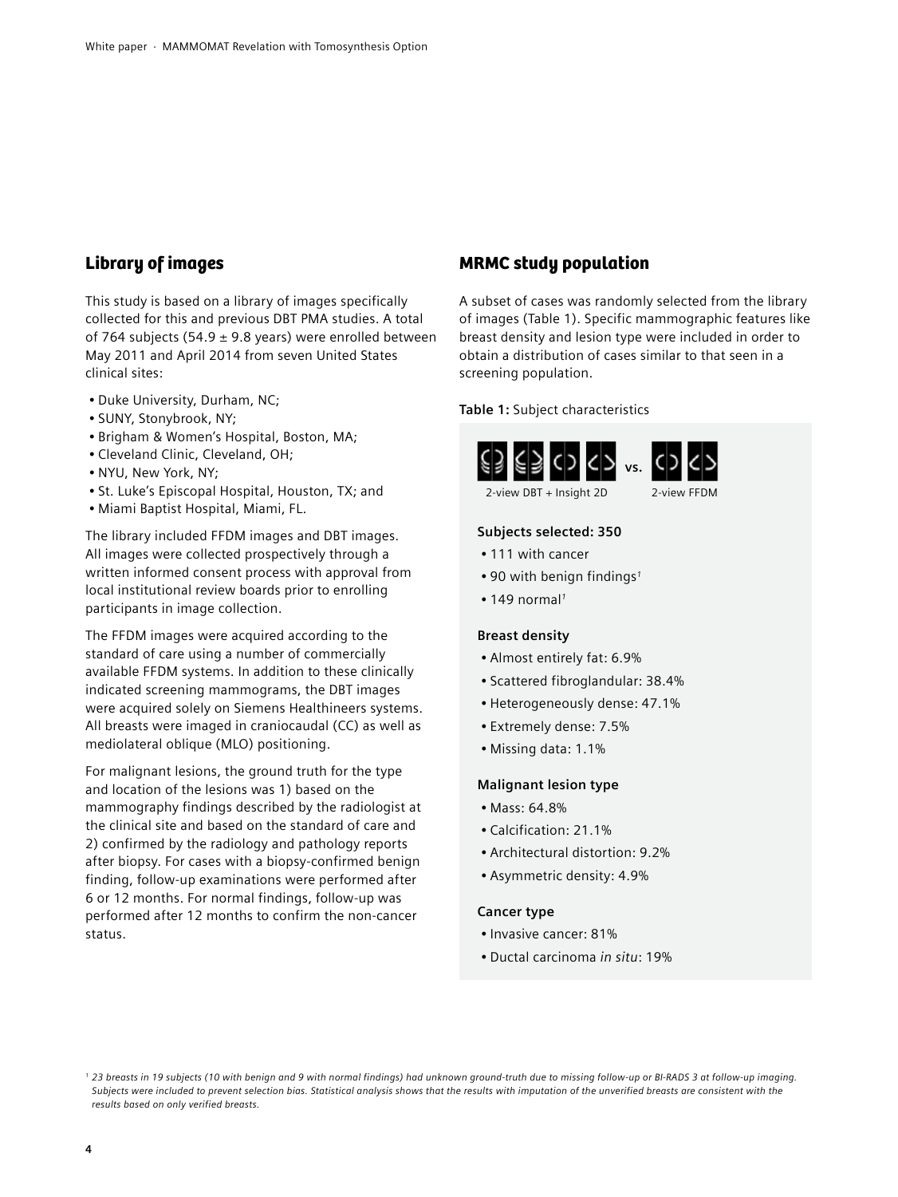## Library of images

This study is based on a library of images specifically collected for this and previous DBT PMA studies. A total of 764 subjects (54.9 ± 9.8 years) were enrolled between May 2011 and April 2014 from seven United States clinical sites:

- Duke University, Durham, NC;
- SUNY, Stonybrook, NY;
- Brigham & Women's Hospital, Boston, MA;
- Cleveland Clinic, Cleveland, OH;
- NYU, New York, NY;
- St. Luke's Episcopal Hospital, Houston, TX; and
- Miami Baptist Hospital, Miami, FL.

The library included FFDM images and DBT images. All images were collected prospectively through a written informed consent process with approval from local institutional review boards prior to enrolling participants in image collection.

The FFDM images were acquired according to the standard of care using a number of commercially available FFDM systems. In addition to these clinically indicated screening mammograms, the DBT images were acquired solely on Siemens Healthineers systems. All breasts were imaged in craniocaudal (CC) as well as mediolateral oblique (MLO) positioning.

For malignant lesions, the ground truth for the type and location of the lesions was 1) based on the mammography findings described by the radiologist at the clinical site and based on the standard of care and 2) confirmed by the radiology and pathology reports after biopsy. For cases with a biopsy-confirmed benign finding, follow-up examinations were performed after 6 or 12 months. For normal findings, follow-up was performed after 12 months to confirm the non-cancer status.

## MRMC study population

A subset of cases was randomly selected from the library of images (Table 1). Specific mammographic features like breast density and lesion type were included in order to obtain a distribution of cases similar to that seen in a screening population.

**Table 1:** Subject characteristics

2-view DBT + Insight 2D vs. 2-view FFDM

**Subjects selected: 350**

- 111 with cancer
- 90 with benign findings[1]
- 149 normal[1]

**Breast density**

- Almost entirely fat: 6.9%
- Scattered fibroglandular: 38.4%
- Heterogeneously dense: 47.1%
- Extremely dense: 7.5%
- Missing data: 1.1%

**Malignant lesion type**

- Mass: 64.8%
- Calcification: 21.1%
- Architectural distortion: 9.2%
- Asymmetric density: 4.9%

**Cancer type**

- Invasive cancer: 81%
- Ductal carcinoma *in situ*: 19%

[1] *23 breasts in 19 subjects (10 with benign and 9 with normal findings) had unknown ground-truth due to missing follow-up or BI-RADS 3 at follow-up imaging. Subjects were included to prevent selection bias. Statistical analysis shows that the results with imputation of the unverified breasts are consistent with the results based on only verified breasts.*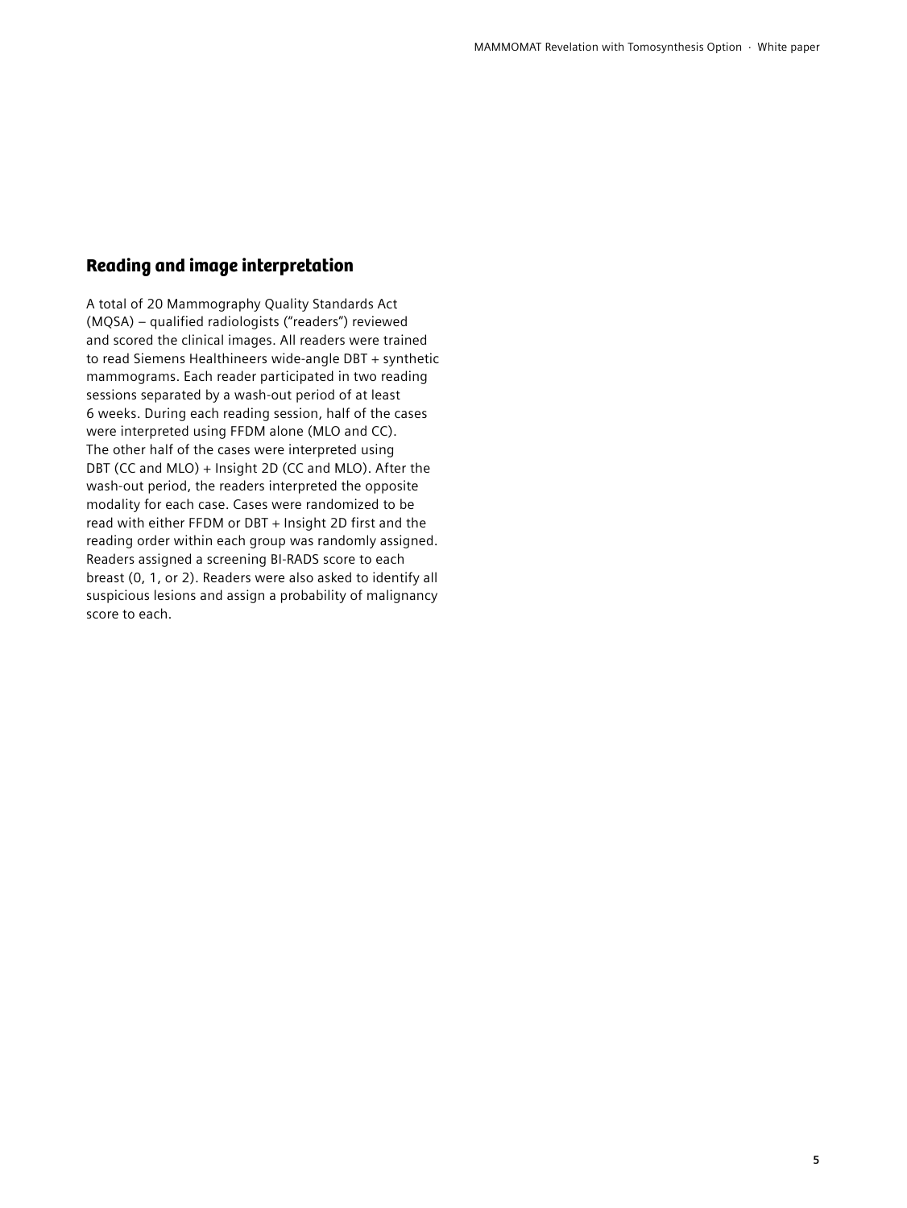## Reading and image interpretation

A total of 20 Mammography Quality Standards Act (MQSA) – qualified radiologists ("readers") reviewed and scored the clinical images. All readers were trained to read Siemens Healthineers wide-angle DBT + synthetic mammograms. Each reader participated in two reading sessions separated by a wash-out period of at least 6 weeks. During each reading session, half of the cases were interpreted using FFDM alone (MLO and CC). The other half of the cases were interpreted using DBT (CC and MLO) + Insight 2D (CC and MLO). After the wash-out period, the readers interpreted the opposite modality for each case. Cases were randomized to be read with either FFDM or DBT + Insight 2D first and the reading order within each group was randomly assigned. Readers assigned a screening BI-RADS score to each breast (0, 1, or 2). Readers were also asked to identify all suspicious lesions and assign a probability of malignancy score to each.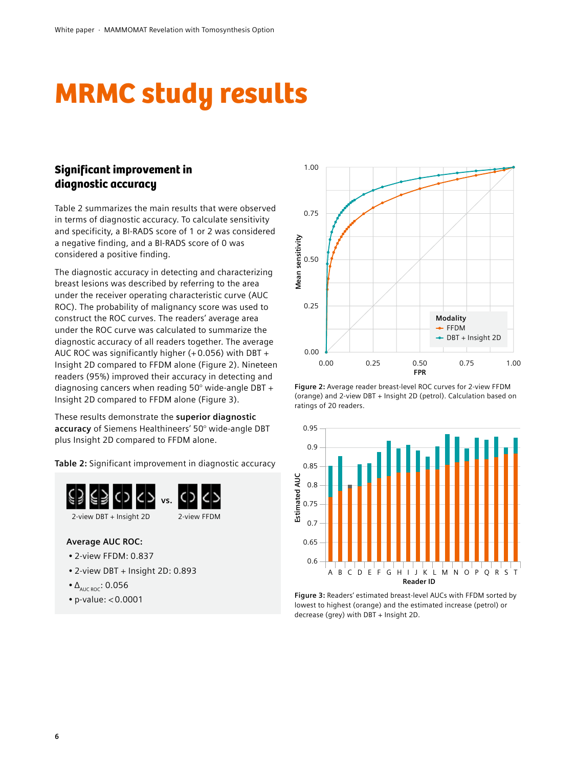# MRMC study results

## Significant improvement in diagnostic accuracy

Table 2 summarizes the main results that were observed in terms of diagnostic accuracy. To calculate sensitivity and specificity, a BI-RADS score of 1 or 2 was considered a negative finding, and a BI-RADS score of 0 was considered a positive finding.

The diagnostic accuracy in detecting and characterizing breast lesions was described by referring to the area under the receiver operating characteristic curve (AUC ROC). The probability of malignancy score was used to construct the ROC curves. The readers' average area under the ROC curve was calculated to summarize the diagnostic accuracy of all readers together. The average AUC ROC was significantly higher (+0.056) with DBT + Insight 2D compared to FFDM alone (Figure 2). Nineteen readers (95%) improved their accuracy in detecting and diagnosing cancers when reading 50° wide-angle DBT + Insight 2D compared to FFDM alone (Figure 3).

These results demonstrate the **superior diagnostic accuracy** of Siemens Healthineers' 50° wide-angle DBT plus Insight 2D compared to FFDM alone.

**Table 2:** Significant improvement in diagnostic accuracy

2-view DBT + Insight 2D vs. 2-view FFDM

**Average AUC ROC:**

- 2-view FFDM: 0.837
- 2-view DBT + Insight 2D: 0.893
- $\Delta_{AUC\ ROC}$: 0.056
- p-value: $< 0.0001$

**Figure 2:** Average reader breast-level ROC curves for 2-view FFDM (orange) and 2-view DBT + Insight 2D (petrol). Calculation based on ratings of 20 readers.

**Figure 3:** Readers' estimated breast-level AUCs with FFDM sorted by lowest to highest (orange) and the estimated increase (petrol) or decrease (grey) with DBT + Insight 2D.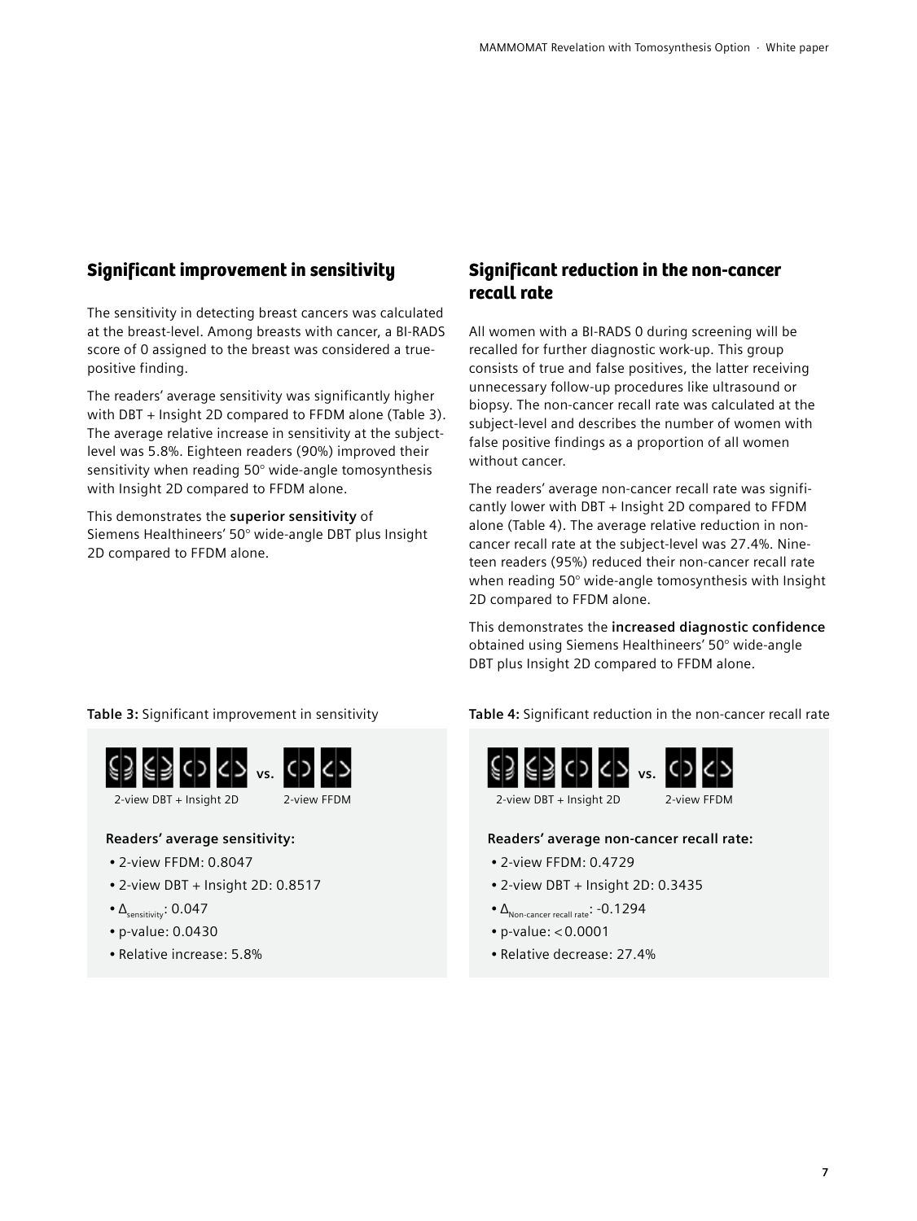## Significant improvement in sensitivity

The sensitivity in detecting breast cancers was calculated at the breast-level. Among breasts with cancer, a BI-RADS score of 0 assigned to the breast was considered a true-positive finding.

The readers' average sensitivity was significantly higher with DBT + Insight 2D compared to FFDM alone (Table 3). The average relative increase in sensitivity at the subject-level was 5.8%. Eighteen readers (90%) improved their sensitivity when reading 50° wide-angle tomosynthesis with Insight 2D compared to FFDM alone.

This demonstrates the **superior sensitivity** of Siemens Healthineers' 50° wide-angle DBT plus Insight 2D compared to FFDM alone.

**Table 3:** Significant improvement in sensitivity

2-view DBT + Insight 2D vs. 2-view FFDM

**Readers' average sensitivity:**

- 2-view FFDM: 0.8047
- 2-view DBT + Insight 2D: 0.8517
- $\Delta_{sensitivity}$: 0.047
- p-value: 0.0430
- Relative increase: 5.8%

## Significant reduction in the non-cancer recall rate

All women with a BI-RADS 0 during screening will be recalled for further diagnostic work-up. This group consists of true and false positives, the latter receiving unnecessary follow-up procedures like ultrasound or biopsy. The non-cancer recall rate was calculated at the subject-level and describes the number of women with false positive findings as a proportion of all women without cancer.

The readers' average non-cancer recall rate was significantly lower with DBT + Insight 2D compared to FFDM alone (Table 4). The average relative reduction in non-cancer recall rate at the subject-level was 27.4%. Nineteen readers (95%) reduced their non-cancer recall rate when reading 50° wide-angle tomosynthesis with Insight 2D compared to FFDM alone.

This demonstrates the **increased diagnostic confidence** obtained using Siemens Healthineers' 50° wide-angle DBT plus Insight 2D compared to FFDM alone.

**Table 4:** Significant reduction in the non-cancer recall rate

2-view DBT + Insight 2D vs. 2-view FFDM

**Readers' average non-cancer recall rate:**

- 2-view FFDM: 0.4729
- 2-view DBT + Insight 2D: 0.3435
- $\Delta_{Non\text{-}cancer\ recall\ rate}$: -0.1294
- p-value: $<0.0001$
- Relative decrease: 27.4%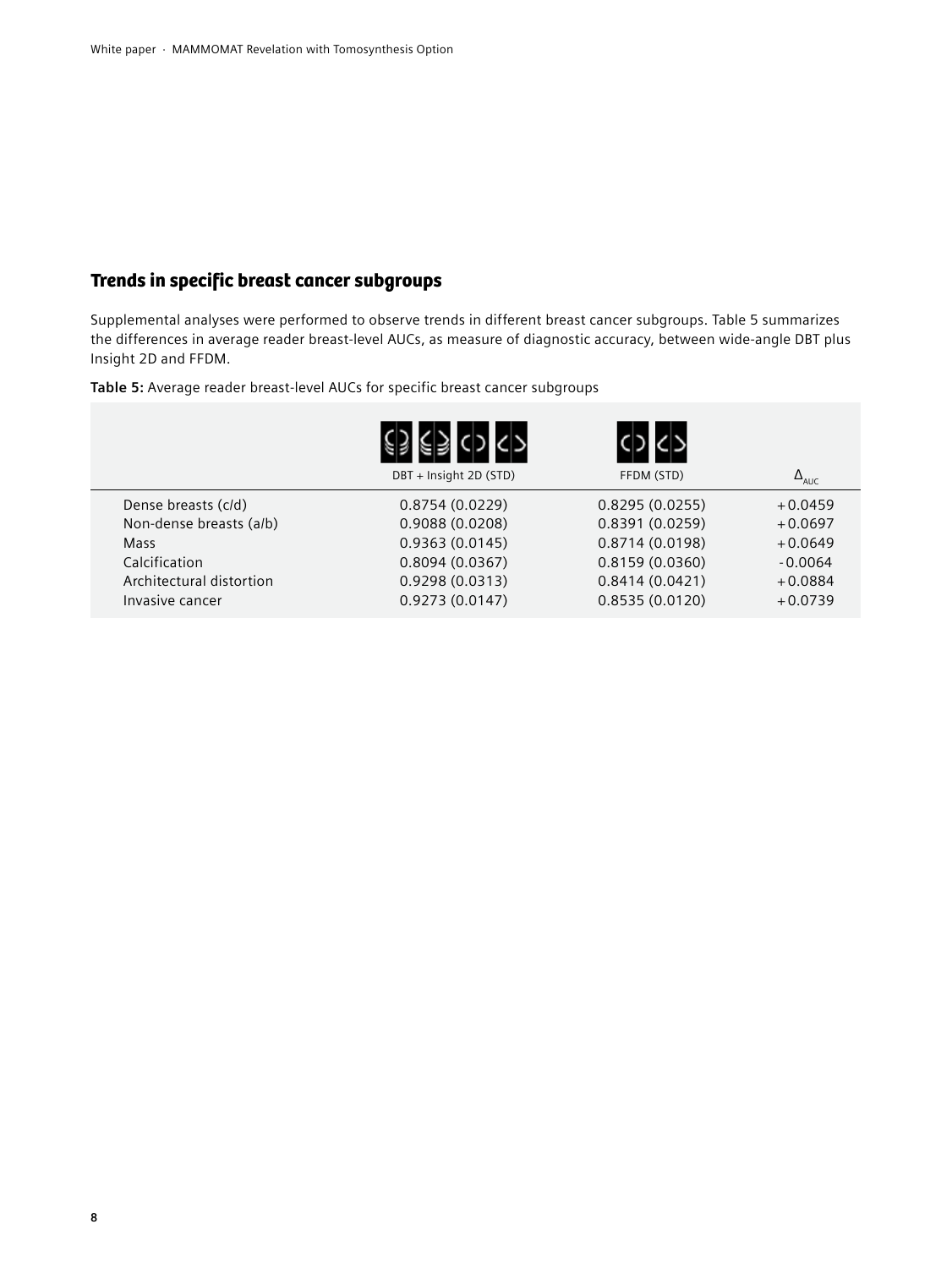## Trends in specific breast cancer subgroups

Supplemental analyses were performed to observe trends in different breast cancer subgroups. Table 5 summarizes the differences in average reader breast-level AUCs, as measure of diagnostic accuracy, between wide-angle DBT plus Insight 2D and FFDM.

**Table 5:** Average reader breast-level AUCs for specific breast cancer subgroups

| | DBT + Insight 2D (STD) | FFDM (STD) | $\Delta_{AUC}$ |
|---|---|---|---|
| Dense breasts (c/d) | 0.8754 (0.0229) | 0.8295 (0.0255) | +0.0459 |
| Non-dense breasts (a/b) | 0.9088 (0.0208) | 0.8391 (0.0259) | +0.0697 |
| Mass | 0.9363 (0.0145) | 0.8714 (0.0198) | +0.0649 |
| Calcification | 0.8094 (0.0367) | 0.8159 (0.0360) | -0.0064 |
| Architectural distortion | 0.9298 (0.0313) | 0.8414 (0.0421) | +0.0884 |
| Invasive cancer | 0.9273 (0.0147) | 0.8535 (0.0120) | +0.0739 |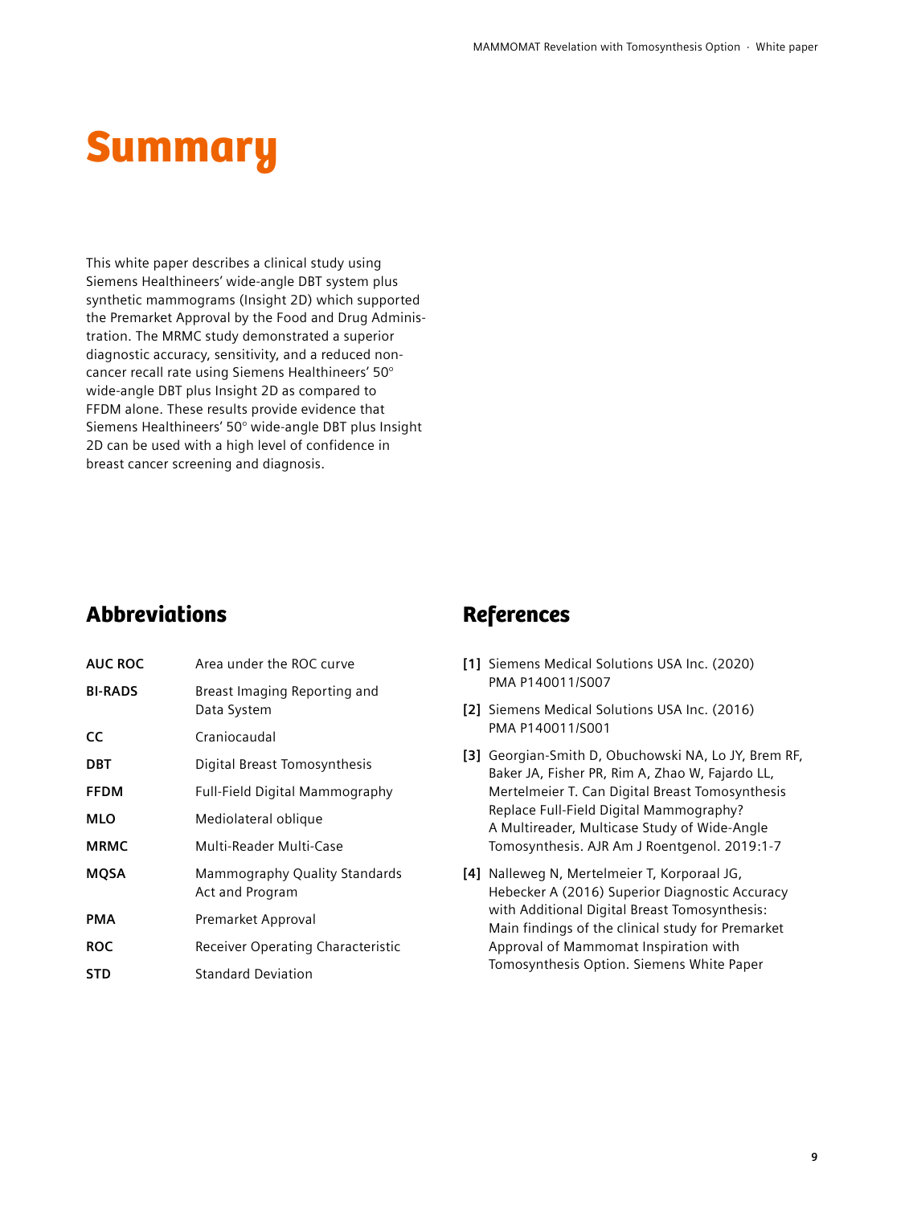# Summary

This white paper describes a clinical study using Siemens Healthineers' wide-angle DBT system plus synthetic mammograms (Insight 2D) which supported the Premarket Approval by the Food and Drug Administration. The MRMC study demonstrated a superior diagnostic accuracy, sensitivity, and a reduced non-cancer recall rate using Siemens Healthineers' 50° wide-angle DBT plus Insight 2D as compared to FFDM alone. These results provide evidence that Siemens Healthineers' 50° wide-angle DBT plus Insight 2D can be used with a high level of confidence in breast cancer screening and diagnosis.

## Abbreviations

| | |
|---|---|
| **AUC ROC** | Area under the ROC curve |
| **BI-RADS** | Breast Imaging Reporting and Data System |
| **CC** | Craniocaudal |
| **DBT** | Digital Breast Tomosynthesis |
| **FFDM** | Full-Field Digital Mammography |
| **MLO** | Mediolateral oblique |
| **MRMC** | Multi-Reader Multi-Case |
| **MQSA** | Mammography Quality Standards Act and Program |
| **PMA** | Premarket Approval |
| **ROC** | Receiver Operating Characteristic |
| **STD** | Standard Deviation |

## References

**[1]** Siemens Medical Solutions USA Inc. (2020) PMA P140011/S007

**[2]** Siemens Medical Solutions USA Inc. (2016) PMA P140011/S001

**[3]** Georgian-Smith D, Obuchowski NA, Lo JY, Brem RF, Baker JA, Fisher PR, Rim A, Zhao W, Fajardo LL, Mertelmeier T. Can Digital Breast Tomosynthesis Replace Full-Field Digital Mammography? A Multireader, Multicase Study of Wide-Angle Tomosynthesis. AJR Am J Roentgenol. 2019:1-7

**[4]** Nalleweg N, Mertelmeier T, Korporaal JG, Hebecker A (2016) Superior Diagnostic Accuracy with Additional Digital Breast Tomosynthesis: Main findings of the clinical study for Premarket Approval of Mammomat Inspiration with Tomosynthesis Option. Siemens White Paper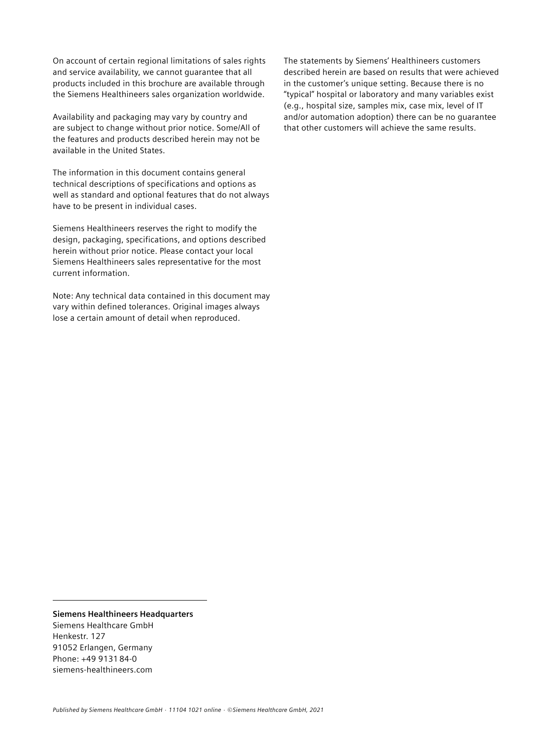On account of certain regional limitations of sales rights and service availability, we cannot guarantee that all products included in this brochure are available through the Siemens Healthineers sales organization worldwide.

Availability and packaging may vary by country and are subject to change without prior notice. Some/All of the features and products described herein may not be available in the United States.

The information in this document contains general technical descriptions of specifications and options as well as standard and optional features that do not always have to be present in individual cases.

Siemens Healthineers reserves the right to modify the design, packaging, specifications, and options described herein without prior notice. Please contact your local Siemens Healthineers sales representative for the most current information.

Note: Any technical data contained in this document may vary within defined tolerances. Original images always lose a certain amount of detail when reproduced.

The statements by Siemens' Healthineers customers described herein are based on results that were achieved in the customer's unique setting. Because there is no "typical" hospital or laboratory and many variables exist (e.g., hospital size, samples mix, case mix, level of IT and/or automation adoption) there can be no guarantee that other customers will achieve the same results.

**Siemens Healthineers Headquarters**
Siemens Healthcare GmbH
Henkestr. 127
91052 Erlangen, Germany
Phone: +49 9131 84-0
siemens-healthineers.com

*Published by Siemens Healthcare GmbH · 11104 1021 online · ©Siemens Healthcare GmbH, 2021*